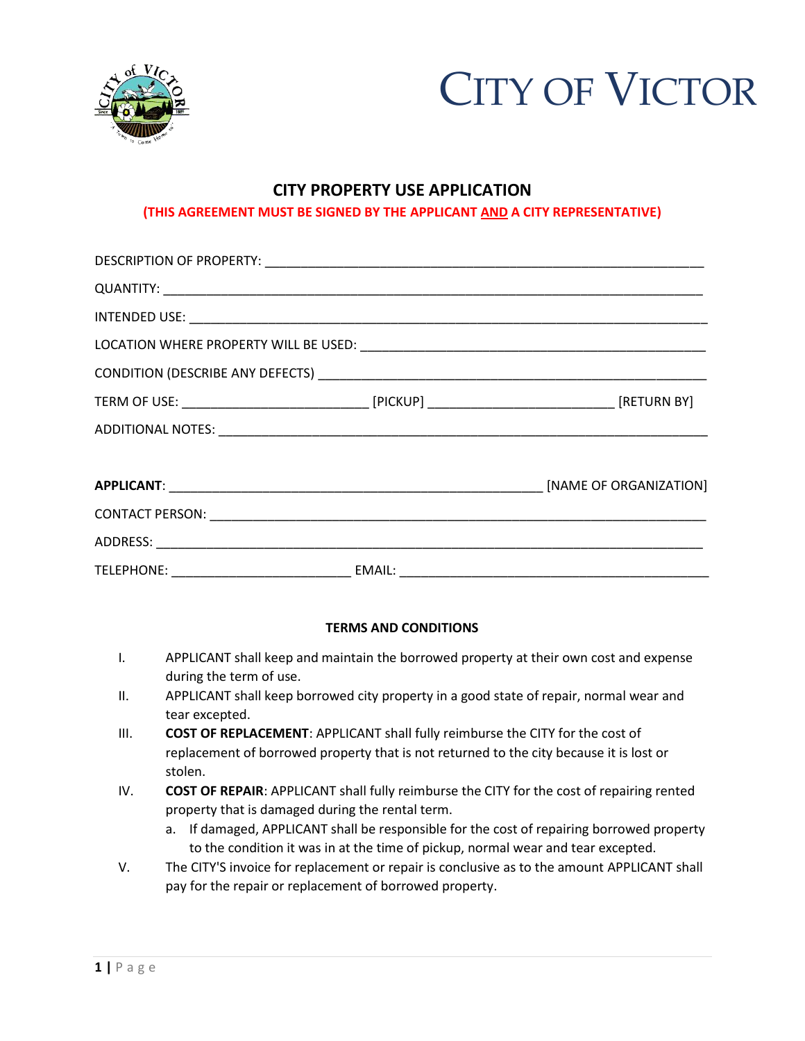# CITY OF VICTOR

## CITY PROPERTY USE APPLICATION

**(THIS AGREEMENT MUST BE SIGNED BY THE APPLICANT AND A CITY REPRESENTATIVE)**

DESCRIPTION OF PROPERTY: ____________________________________________________________

QUANTITY: ___________________________________________________________________________

INTENDED USE: _______________________________________________________________________

LOCATION WHERE PROPERTY WILL BE USED: ______________________________________________

CONDITION (DESCRIBE ANY DEFECTS) ____________________________________________________

TERM OF USE: _________________________ [PICKUP] _________________________ [RETURN BY]

ADDITIONAL NOTES: ____________________________________________________________________

**APPLICANT**: ___________________________________________________ [NAME OF ORGANIZATION]

CONTACT PERSON: ______________________________________________________________________

ADDRESS: ____________________________________________________________________________

TELEPHONE: ________________________ EMAIL: __________________________________________

### TERMS AND CONDITIONS

I. APPLICANT shall keep and maintain the borrowed property at their own cost and expense during the term of use.

II. APPLICANT shall keep borrowed city property in a good state of repair, normal wear and tear excepted.

III. **COST OF REPLACEMENT**: APPLICANT shall fully reimburse the CITY for the cost of replacement of borrowed property that is not returned to the city because it is lost or stolen.

IV. **COST OF REPAIR**: APPLICANT shall fully reimburse the CITY for the cost of repairing rented property that is damaged during the rental term.

   a. If damaged, APPLICANT shall be responsible for the cost of repairing borrowed property to the condition it was in at the time of pickup, normal wear and tear excepted.

V. The CITY'S invoice for replacement or repair is conclusive as to the amount APPLICANT shall pay for the repair or replacement of borrowed property.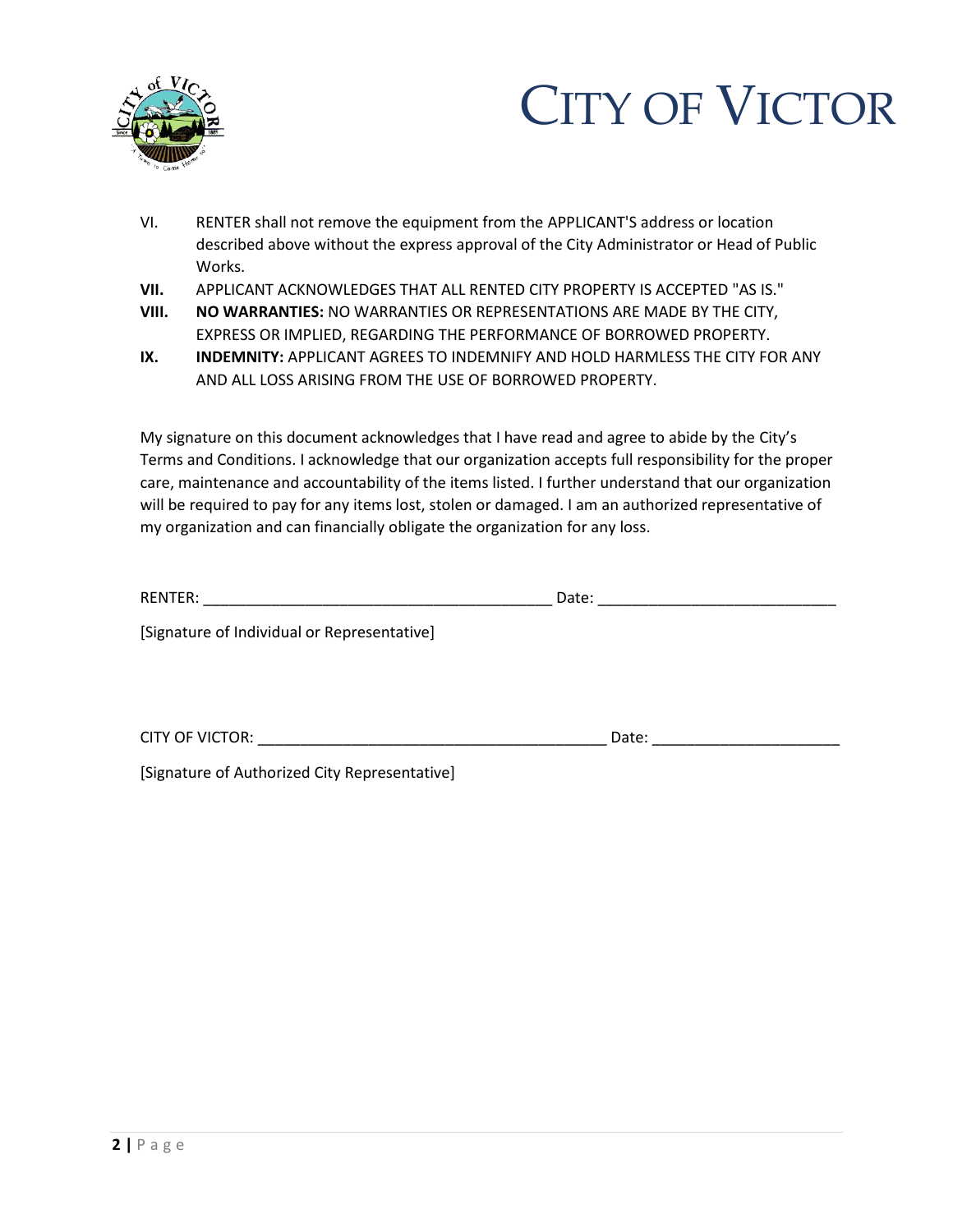VI. RENTER shall not remove the equipment from the APPLICANT'S address or location described above without the express approval of the City Administrator or Head of Public Works.

**VII.** APPLICANT ACKNOWLEDGES THAT ALL RENTED CITY PROPERTY IS ACCEPTED "AS IS."

**VIII.** **NO WARRANTIES:** NO WARRANTIES OR REPRESENTATIONS ARE MADE BY THE CITY, EXPRESS OR IMPLIED, REGARDING THE PERFORMANCE OF BORROWED PROPERTY.

**IX.** **INDEMNITY:** APPLICANT AGREES TO INDEMNIFY AND HOLD HARMLESS THE CITY FOR ANY AND ALL LOSS ARISING FROM THE USE OF BORROWED PROPERTY.

My signature on this document acknowledges that I have read and agree to abide by the City's Terms and Conditions. I acknowledge that our organization accepts full responsibility for the proper care, maintenance and accountability of the items listed. I further understand that our organization will be required to pay for any items lost, stolen or damaged. I am an authorized representative of my organization and can financially obligate the organization for any loss.

RENTER: ________________________________________ Date: ___________________________

[Signature of Individual or Representative]

CITY OF VICTOR: ________________________________________ Date: _____________________

[Signature of Authorized City Representative]